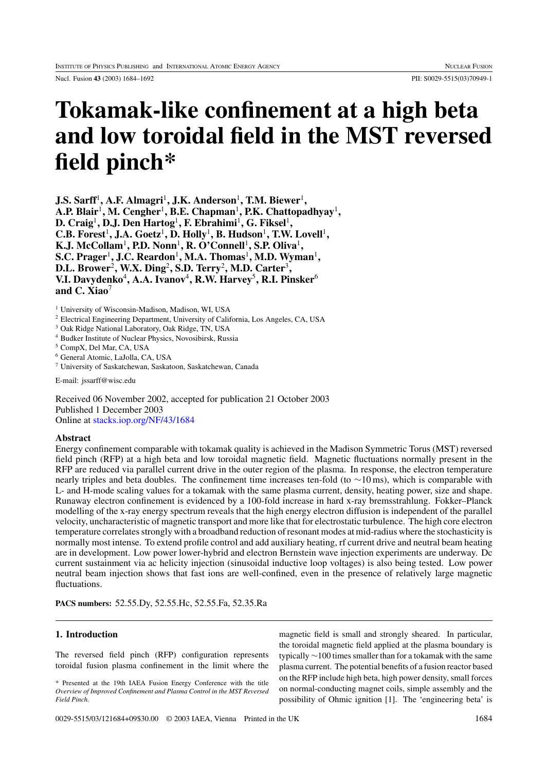# Tokamak-like confinement at a high beta and low toroidal field in the MST reversed field pinch*

**J.S. Sarff[1], A.F. Almagri[1], J.K. Anderson[1], T.M. Biewer[1], A.P. Blair[1], M. Cengher[1], B.E. Chapman[1], P.K. Chattopadhyay[1], D. Craig[1], D.J. Den Hartog[1], F. Ebrahimi[1], G. Fiksel[1], C.B. Forest[1], J.A. Goetz[1], D. Holly[1], B. Hudson[1], T.W. Lovell[1], K.J. McCollam[1], P.D. Nonn[1], R. O'Connell[1], S.P. Oliva[1], S.C. Prager[1], J.C. Reardon[1], M.A. Thomas[1], M.D. Wyman[1], D.L. Brower[2], W.X. Ding[2], S.D. Terry[2], M.D. Carter[3], V.I. Davydenko[4], A.A. Ivanov[4], R.W. Harvey[5], R.I. Pinsker[6] and C. Xiao[7]**

[1] University of Wisconsin-Madison, Madison, WI, USA
[2] Electrical Engineering Department, University of California, Los Angeles, CA, USA
[3] Oak Ridge National Laboratory, Oak Ridge, TN, USA
[4] Budker Institute of Nuclear Physics, Novosibirsk, Russia
[5] CompX, Del Mar, CA, USA
[6] General Atomic, LaJolla, CA, USA
[7] University of Saskatchewan, Saskatoon, Saskatchewan, Canada

E-mail: jssarff@wisc.edu

Received 06 November 2002, accepted for publication 21 October 2003
Published 1 December 2003
Online at stacks.iop.org/NF/43/1684

## Abstract

Energy confinement comparable with tokamak quality is achieved in the Madison Symmetric Torus (MST) reversed field pinch (RFP) at a high beta and low toroidal magnetic field. Magnetic fluctuations normally present in the RFP are reduced via parallel current drive in the outer region of the plasma. In response, the electron temperature nearly triples and beta doubles. The confinement time increases ten-fold (to ~10 ms), which is comparable with L- and H-mode scaling values for a tokamak with the same plasma current, density, heating power, size and shape. Runaway electron confinement is evidenced by a 100-fold increase in hard x-ray bremsstrahlung. Fokker–Planck modelling of the x-ray energy spectrum reveals that the high energy electron diffusion is independent of the parallel velocity, uncharacteristic of magnetic transport and more like that for electrostatic turbulence. The high core electron temperature correlates strongly with a broadband reduction of resonant modes at mid-radius where the stochasticity is normally most intense. To extend profile control and add auxiliary heating, rf current drive and neutral beam heating are in development. Low power lower-hybrid and electron Bernstein wave injection experiments are underway. Dc current sustainment via ac helicity injection (sinusoidal inductive loop voltages) is also being tested. Low power neutral beam injection shows that fast ions are well-confined, even in the presence of relatively large magnetic fluctuations.

**PACS numbers:** 52.55.Dy, 52.55.Hc, 52.55.Fa, 52.35.Ra

## 1. Introduction

The reversed field pinch (RFP) configuration represents toroidal fusion plasma confinement in the limit where the magnetic field is small and strongly sheared. In particular, the toroidal magnetic field applied at the plasma boundary is typically ~100 times smaller than for a tokamak with the same plasma current. The potential benefits of a fusion reactor based on the RFP include high beta, high power density, small forces on normal-conducting magnet coils, simple assembly and the possibility of Ohmic ignition [1]. The 'engineering beta' is

\* Presented at the 19th IAEA Fusion Energy Conference with the title *Overview of Improved Confinement and Plasma Control in the MST Reversed Field Pinch.*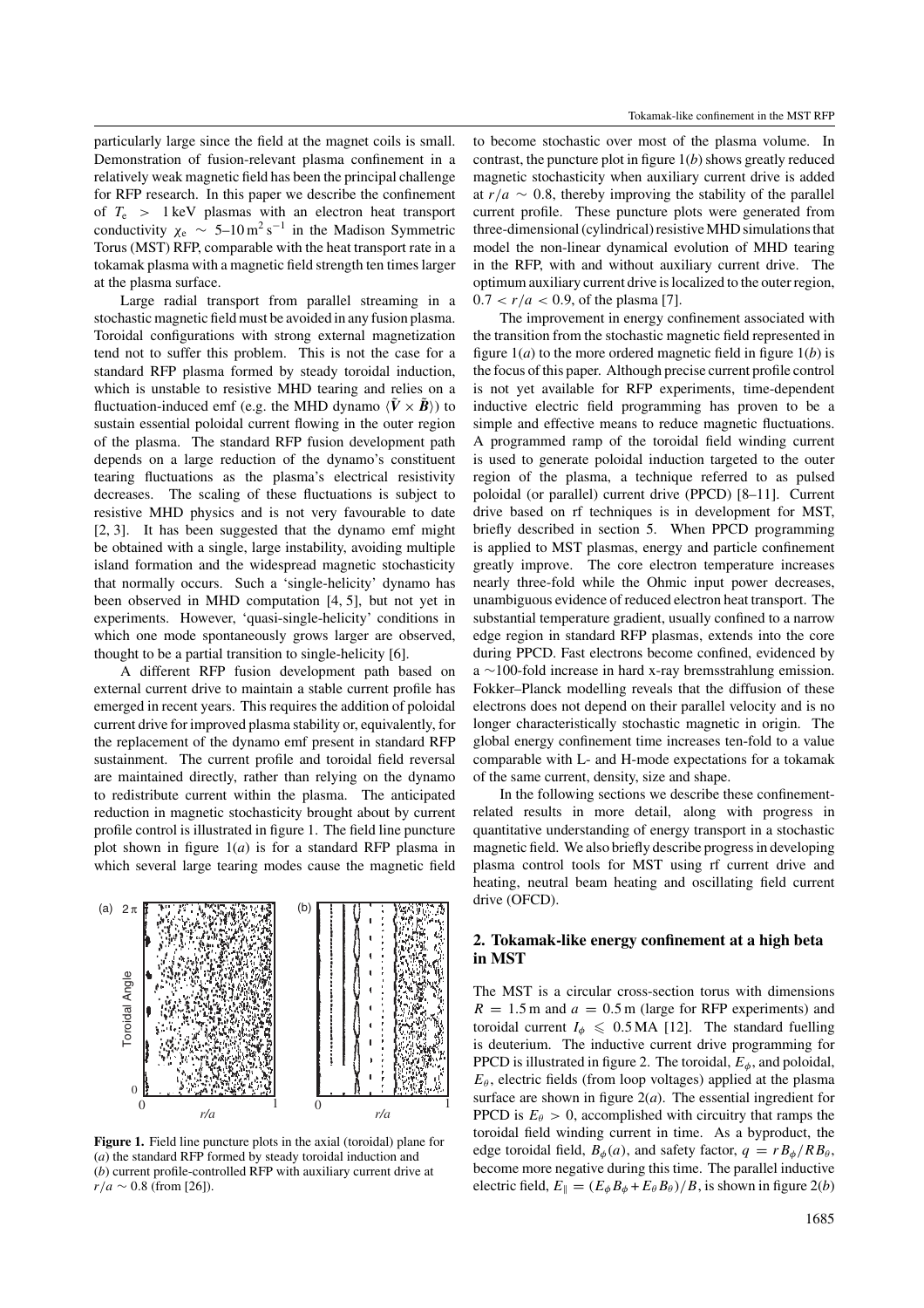particularly large since the field at the magnet coils is small. Demonstration of fusion-relevant plasma confinement in a relatively weak magnetic field has been the principal challenge for RFP research. In this paper we describe the confinement of $T_e > 1$ keV plasmas with an electron heat transport conductivity $\chi_e \sim 5$–$10\,\mathrm{m^2\,s^{-1}}$ in the Madison Symmetric Torus (MST) RFP, comparable with the heat transport rate in a tokamak plasma with a magnetic field strength ten times larger at the plasma surface.

Large radial transport from parallel streaming in a stochastic magnetic field must be avoided in any fusion plasma. Toroidal configurations with strong external magnetization tend not to suffer this problem. This is not the case for a standard RFP plasma formed by steady toroidal induction, which is unstable to resistive MHD tearing and relies on a fluctuation-induced emf (e.g. the MHD dynamo $\langle \tilde{\boldsymbol{V}} \times \tilde{\boldsymbol{B}} \rangle$) to sustain essential poloidal current flowing in the outer region of the plasma. The standard RFP fusion development path depends on a large reduction of the dynamo's constituent tearing fluctuations as the plasma's electrical resistivity decreases. The scaling of these fluctuations is subject to resistive MHD physics and is not very favourable to date [2, 3]. It has been suggested that the dynamo emf might be obtained with a single, large instability, avoiding multiple island formation and the widespread magnetic stochasticity that normally occurs. Such a 'single-helicity' dynamo has been observed in MHD computation [4, 5], but not yet in experiments. However, 'quasi-single-helicity' conditions in which one mode spontaneously grows larger are observed, thought to be a partial transition to single-helicity [6].

A different RFP fusion development path based on external current drive to maintain a stable current profile has emerged in recent years. This requires the addition of poloidal current drive for improved plasma stability or, equivalently, for the replacement of the dynamo emf present in standard RFP sustainment. The current profile and toroidal field reversal are maintained directly, rather than relying on the dynamo to redistribute current within the plasma. The anticipated reduction in magnetic stochasticity brought about by current profile control is illustrated in figure 1. The field line puncture plot shown in figure 1(*a*) is for a standard RFP plasma in which several large tearing modes cause the magnetic field to become stochastic over most of the plasma volume. In contrast, the puncture plot in figure 1(*b*) shows greatly reduced magnetic stochasticity when auxiliary current drive is added at $r/a \sim 0.8$, thereby improving the stability of the parallel current profile. These puncture plots were generated from three-dimensional (cylindrical) resistive MHD simulations that model the non-linear dynamical evolution of MHD tearing in the RFP, with and without auxiliary current drive. The optimum auxiliary current drive is localized to the outer region, $0.7 < r/a < 0.9$, of the plasma [7].

**Figure 1.** Field line puncture plots in the axial (toroidal) plane for (*a*) the standard RFP formed by steady toroidal induction and (*b*) current profile-controlled RFP with auxiliary current drive at $r/a \sim 0.8$ (from [26]).

The improvement in energy confinement associated with the transition from the stochastic magnetic field represented in figure 1(*a*) to the more ordered magnetic field in figure 1(*b*) is the focus of this paper. Although precise current profile control is not yet available for RFP experiments, time-dependent inductive electric field programming has proven to be a simple and effective means to reduce magnetic fluctuations. A programmed ramp of the toroidal field winding current is used to generate poloidal induction targeted to the outer region of the plasma, a technique referred to as pulsed poloidal (or parallel) current drive (PPCD) [8–11]. Current drive based on rf techniques is in development for MST, briefly described in section 5. When PPCD programming is applied to MST plasmas, energy and particle confinement greatly improve. The core electron temperature increases nearly three-fold while the Ohmic input power decreases, unambiguous evidence of reduced electron heat transport. The substantial temperature gradient, usually confined to a narrow edge region in standard RFP plasmas, extends into the core during PPCD. Fast electrons become confined, evidenced by a ~100-fold increase in hard x-ray bremsstrahlung emission. Fokker–Planck modelling reveals that the diffusion of these electrons does not depend on their parallel velocity and is no longer characteristically stochastic magnetic in origin. The global energy confinement time increases ten-fold to a value comparable with L- and H-mode expectations for a tokamak of the same current, density, size and shape.

In the following sections we describe these confinement-related results in more detail, along with progress in quantitative understanding of energy transport in a stochastic magnetic field. We also briefly describe progress in developing plasma control tools for MST using rf current drive and heating, neutral beam heating and oscillating field current drive (OFCD).

## 2. Tokamak-like energy confinement at a high beta in MST

The MST is a circular cross-section torus with dimensions $R = 1.5$ m and $a = 0.5$ m (large for RFP experiments) and toroidal current $I_\phi \leqslant 0.5$ MA [12]. The standard fuelling is deuterium. The inductive current drive programming for PPCD is illustrated in figure 2. The toroidal, $E_\phi$, and poloidal, $E_\theta$, electric fields (from loop voltages) applied at the plasma surface are shown in figure 2(*a*). The essential ingredient for PPCD is $E_\theta > 0$, accomplished with circuitry that ramps the toroidal field winding current in time. As a byproduct, the edge toroidal field, $B_\phi(a)$, and safety factor, $q = rB_\phi/RB_\theta$, become more negative during this time. The parallel inductive electric field, $E_\parallel = (E_\phi B_\phi + E_\theta B_\theta)/B$, is shown in figure 2(*b*)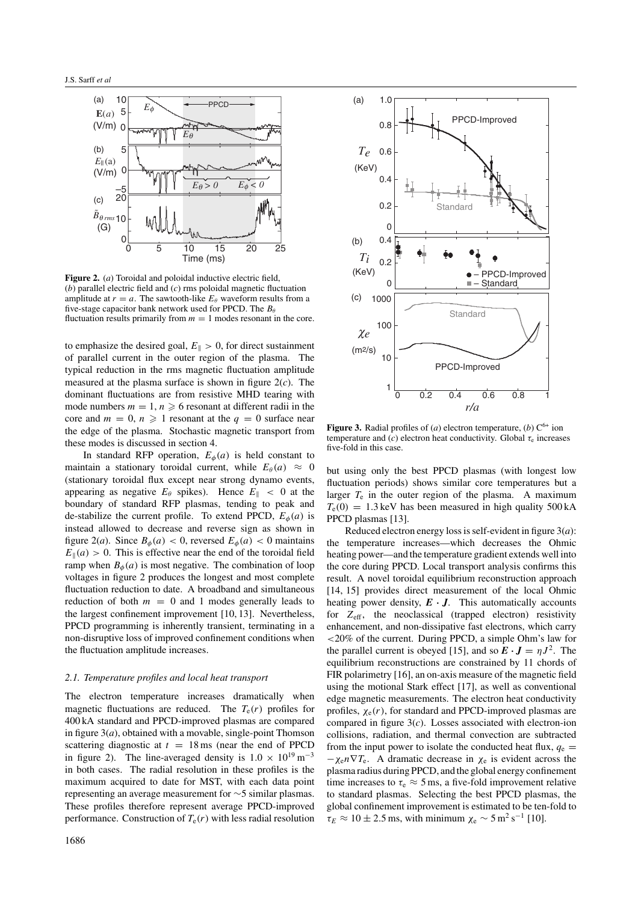**Figure 2.** (*a*) Toroidal and poloidal inductive electric field, (*b*) parallel electric field and (*c*) rms poloidal magnetic fluctuation amplitude at $r = a$. The sawtooth-like $E_\theta$ waveform results from a five-stage capacitor bank network used for PPCD. The $B_\theta$ fluctuation results primarily from $m = 1$ modes resonant in the core.

to emphasize the desired goal, $E_\parallel > 0$, for direct sustainment of parallel current in the outer region of the plasma. The typical reduction in the rms magnetic fluctuation amplitude measured at the plasma surface is shown in figure 2(*c*). The dominant fluctuations are from resistive MHD tearing with mode numbers $m = 1$, $n \geqslant 6$ resonant at different radii in the core and $m = 0$, $n \geqslant 1$ resonant at the $q = 0$ surface near the edge of the plasma. Stochastic magnetic transport from these modes is discussed in section 4.

In standard RFP operation, $E_\phi(a)$ is held constant to maintain a stationary toroidal current, while $E_\theta(a) \approx 0$ (stationary toroidal flux except near strong dynamo events, appearing as negative $E_\theta$ spikes). Hence $E_\parallel < 0$ at the boundary of standard RFP plasmas, tending to peak and de-stabilize the current profile. To extend PPCD, $E_\phi(a)$ is instead allowed to decrease and reverse sign as shown in figure 2(*a*). Since $B_\phi(a) < 0$, reversed $E_\phi(a) < 0$ maintains $E_\parallel(a) > 0$. This is effective near the end of the toroidal field ramp when $B_\phi(a)$ is most negative. The combination of loop voltages in figure 2 produces the longest and most complete fluctuation reduction to date. A broadband and simultaneous reduction of both $m = 0$ and 1 modes generally leads to the largest confinement improvement [10, 13]. Nevertheless, PPCD programming is inherently transient, terminating in a non-disruptive loss of improved confinement conditions when the fluctuation amplitude increases.

### *2.1. Temperature profiles and local heat transport*

The electron temperature increases dramatically when magnetic fluctuations are reduced. The $T_e(r)$ profiles for 400 kA standard and PPCD-improved plasmas are compared in figure 3(*a*), obtained with a movable, single-point Thomson scattering diagnostic at $t = 18$ ms (near the end of PPCD in figure 2). The line-averaged density is $1.0 \times 10^{19}\,\mathrm{m^{-3}}$ in both cases. The radial resolution in these profiles is the maximum acquired to date for MST, with each data point representing an average measurement for ~5 similar plasmas. These profiles therefore represent average PPCD-improved performance. Construction of $T_e(r)$ with less radial resolution

**Figure 3.** Radial profiles of (*a*) electron temperature, (*b*) $C^{6+}$ ion temperature and (*c*) electron heat conductivity. Global $\tau_e$ increases five-fold in this case.

but using only the best PPCD plasmas (with longest low fluctuation periods) shows similar core temperatures but a larger $T_e$ in the outer region of the plasma. A maximum $T_e(0) = 1.3$ keV has been measured in high quality 500 kA PPCD plasmas [13].

Reduced electron energy loss is self-evident in figure 3(*a*): the temperature increases—which decreases the Ohmic heating power—and the temperature gradient extends well into the core during PPCD. Local transport analysis confirms this result. A novel toroidal equilibrium reconstruction approach [14, 15] provides direct measurement of the local Ohmic heating power density, $\boldsymbol{E} \cdot \boldsymbol{J}$. This automatically accounts for $Z_{\mathrm{eff}}$, the neoclassical (trapped electron) resistivity enhancement, and non-dissipative fast electrons, which carry <20% of the current. During PPCD, a simple Ohm's law for the parallel current is obeyed [15], and so $\boldsymbol{E} \cdot \boldsymbol{J} = \eta J^2$. The equilibrium reconstructions are constrained by 11 chords of FIR polarimetry [16], an on-axis measure of the magnetic field using the motional Stark effect [17], as well as conventional edge magnetic measurements. The electron heat conductivity profiles, $\chi_e(r)$, for standard and PPCD-improved plasmas are compared in figure 3(*c*). Losses associated with electron-ion collisions, radiation, and thermal convection are subtracted from the input power to isolate the conducted heat flux, $q_e = -\chi_e n \nabla T_e$. A dramatic decrease in $\chi_e$ is evident across the plasma radius during PPCD, and the global energy confinement time increases to $\tau_e \approx 5$ ms, a five-fold improvement relative to standard plasmas. Selecting the best PPCD plasmas, the global confinement improvement is estimated to be ten-fold to $\tau_E \approx 10 \pm 2.5$ ms, with minimum $\chi_e \sim 5\,\mathrm{m^2\,s^{-1}}$ [10].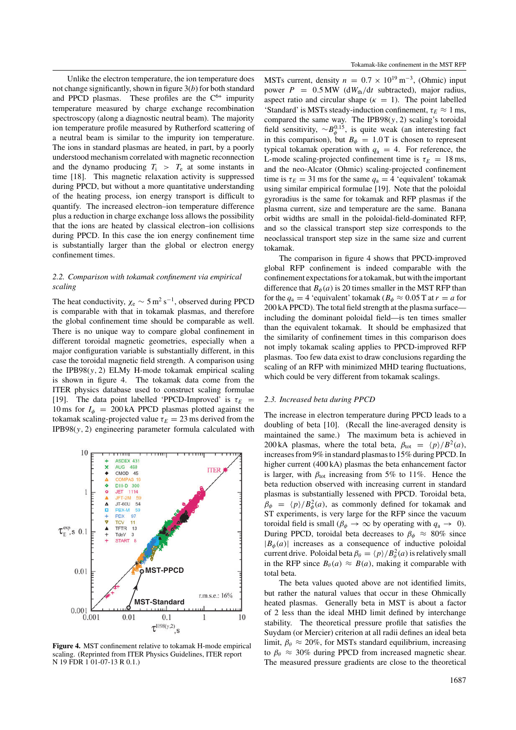Unlike the electron temperature, the ion temperature does not change significantly, shown in figure 3(*b*) for both standard and PPCD plasmas. These profiles are for the $C^{6+}$ impurity temperature measured by charge exchange recombination spectroscopy (along a diagnostic neutral beam). The majority ion temperature profile measured by Rutherford scattering of a neutral beam is similar to the impurity ion temperature. The ions in standard plasmas are heated, in part, by a poorly understood mechanism correlated with magnetic reconnection and the dynamo producing $T_i > T_e$ at some instants in time [18]. This magnetic relaxation activity is suppressed during PPCD, but without a more quantitative understanding of the heating process, ion energy transport is difficult to quantify. The increased electron–ion temperature difference plus a reduction in charge exchange loss allows the possibility that the ions are heated by classical electron–ion collisions during PPCD. In this case the ion energy confinement time is substantially larger than the global or electron energy confinement times.

### 2.2. Comparison with tokamak confinement via empirical scaling

The heat conductivity, $\chi_e \sim 5\,\text{m}^2\,\text{s}^{-1}$, observed during PPCD is comparable with that in tokamak plasmas, and therefore the global confinement time should be comparable as well. There is no unique way to compare global confinement in different toroidal magnetic geometries, especially when a major configuration variable is substantially different, in this case the toroidal magnetic field strength. A comparison using the IPB98($y$, 2) ELMy H-mode tokamak empirical scaling is shown in figure 4. The tokamak data come from the ITER physics database used to construct scaling formulae [19]. The data point labelled 'PPCD-Improved' is $\tau_E = 10$ ms for $I_\phi = 200$ kA PPCD plasmas plotted against the tokamak scaling-projected value $\tau_E = 23$ ms derived from the IPB98($y$, 2) engineering parameter formula calculated with MSTs current, density $n = 0.7 \times 10^{19}\,\text{m}^{-3}$, (Ohmic) input power $P = 0.5$ MW ($\text{d}W_{\text{th}}/\text{d}t$ subtracted), major radius, aspect ratio and circular shape ($\kappa = 1$). The point labelled 'Standard' is MSTs steady-induction confinement, $\tau_E \approx 1$ ms, compared the same way. The IPB98($y$, 2) scaling's toroidal field sensitivity, $\sim B_\phi^{0.15}$, is quite weak (an interesting fact in this comparison), but $B_\phi = 1.0$ T is chosen to represent typical tokamak operation with $q_a = 4$. For reference, the L-mode scaling-projected confinement time is $\tau_E = 18$ ms, and the neo-Alcator (Ohmic) scaling-projected confinement time is $\tau_E = 31$ ms for the same $q_a = 4$ 'equivalent' tokamak using similar empirical formulae [19]. Note that the poloidal gyroradius is the same for tokamak and RFP plasmas if the plasma current, size and temperature are the same. Banana orbit widths are small in the poloidal-field-dominated RFP, and so the classical transport step size corresponds to the neoclassical transport step size in the same size and current tokamak.

The comparison in figure 4 shows that PPCD-improved global RFP confinement is indeed comparable with the confinement expectations for a tokamak, but with the important difference that $B_\phi(a)$ is 20 times smaller in the MST RFP than for the $q_a = 4$ 'equivalent' tokamak ($B_\phi \approx 0.05$ T at $r = a$ for 200 kA PPCD). The total field strength at the plasma surface—including the dominant poloidal field—is ten times smaller than the equivalent tokamak. It should be emphasized that the similarity of confinement times in this comparison does not imply tokamak scaling applies to PPCD-improved RFP plasmas. Too few data exist to draw conclusions regarding the scaling of an RFP with minimized MHD tearing fluctuations, which could be very different from tokamak scalings.

**Figure 4.** MST confinement relative to tokamak H-mode empirical scaling. (Reprinted from ITER Physics Guidelines, ITER report N 19 FDR 1 01-07-13 R 0.1.)

### 2.3. Increased beta during PPCD

The increase in electron temperature during PPCD leads to a doubling of beta [10]. (Recall the line-averaged density is maintained the same.) The maximum beta is achieved in 200 kA plasmas, where the total beta, $\beta_{\text{tot}} = \langle p \rangle / B^2(a)$, increases from 9% in standard plasmas to 15% during PPCD. In higher current (400 kA) plasmas the beta enhancement factor is larger, with $\beta_{\text{tot}}$ increasing from 5% to 11%. Hence the beta reduction observed with increasing current in standard plasmas is substantially lessened with PPCD. Toroidal beta, $\beta_\phi = \langle p \rangle / B_\phi^2(a)$, as commonly defined for tokamak and ST experiments, is very large for the RFP since the vacuum toroidal field is small ($\beta_\phi \to \infty$ by operating with $q_a \to 0$). During PPCD, toroidal beta decreases to $\beta_\phi \approx 80\%$ since $|B_\phi(a)|$ increases as a consequence of inductive poloidal current drive. Poloidal beta $\beta_\theta = \langle p \rangle / B_\theta^2(a)$ is relatively small in the RFP since $B_\theta(a) \approx B(a)$, making it comparable with total beta.

The beta values quoted above are not identified limits, but rather the natural values that occur in these Ohmically heated plasmas. Generally beta in MST is about a factor of 2 less than the ideal MHD limit defined by interchange stability. The theoretical pressure profile that satisfies the Suydam (or Mercier) criterion at all radii defines an ideal beta limit, $\beta_\theta \approx 20\%$, for MSTs standard equilibrium, increasing to $\beta_\theta \approx 30\%$ during PPCD from increased magnetic shear. The measured pressure gradients are close to the theoretical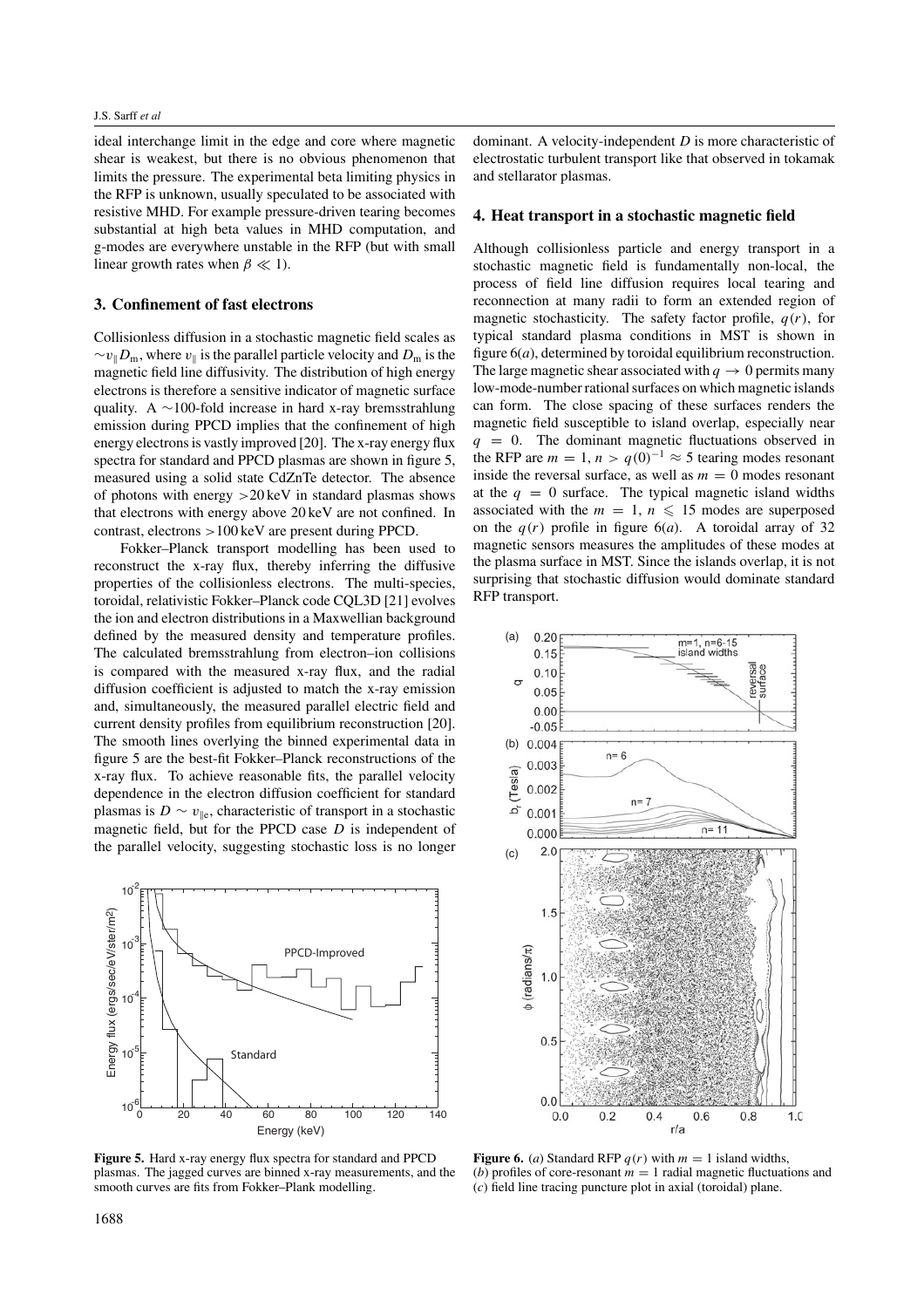ideal interchange limit in the edge and core where magnetic shear is weakest, but there is no obvious phenomenon that limits the pressure. The experimental beta limiting physics in the RFP is unknown, usually speculated to be associated with resistive MHD. For example pressure-driven tearing becomes substantial at high beta values in MHD computation, and g-modes are everywhere unstable in the RFP (but with small linear growth rates when $\beta \ll 1$).

## 3. Confinement of fast electrons

Collisionless diffusion in a stochastic magnetic field scales as $\sim v_\parallel D_m$, where $v_\parallel$ is the parallel particle velocity and $D_m$ is the magnetic field line diffusivity. The distribution of high energy electrons is therefore a sensitive indicator of magnetic surface quality. A $\sim$100-fold increase in hard x-ray bremsstrahlung emission during PPCD implies that the confinement of high energy electrons is vastly improved [20]. The x-ray energy flux spectra for standard and PPCD plasmas are shown in figure 5, measured using a solid state CdZnTe detector. The absence of photons with energy $>$20 keV in standard plasmas shows that electrons with energy above 20 keV are not confined. In contrast, electrons $>$100 keV are present during PPCD.

Fokker–Planck transport modelling has been used to reconstruct the x-ray flux, thereby inferring the diffusive properties of the collisionless electrons. The multi-species, toroidal, relativistic Fokker–Planck code CQL3D [21] evolves the ion and electron distributions in a Maxwellian background defined by the measured density and temperature profiles. The calculated bremsstrahlung from electron–ion collisions is compared with the measured x-ray flux, and the radial diffusion coefficient is adjusted to match the x-ray emission and, simultaneously, the measured parallel electric field and current density profiles from equilibrium reconstruction [20]. The smooth lines overlying the binned experimental data in figure 5 are the best-fit Fokker–Planck reconstructions of the x-ray flux. To achieve reasonable fits, the parallel velocity dependence in the electron diffusion coefficient for standard plasmas is $D \sim v_{\parallel e}$, characteristic of transport in a stochastic magnetic field, but for the PPCD case $D$ is independent of the parallel velocity, suggesting stochastic loss is no longer dominant. A velocity-independent $D$ is more characteristic of electrostatic turbulent transport like that observed in tokamak and stellarator plasmas.

**Figure 5.** Hard x-ray energy flux spectra for standard and PPCD plasmas. The jagged curves are binned x-ray measurements, and the smooth curves are fits from Fokker–Plank modelling.

## 4. Heat transport in a stochastic magnetic field

Although collisionless particle and energy transport in a stochastic magnetic field is fundamentally non-local, the process of field line diffusion requires local tearing and reconnection at many radii to form an extended region of magnetic stochasticity. The safety factor profile, $q(r)$, for typical standard plasma conditions in MST is shown in figure 6(*a*), determined by toroidal equilibrium reconstruction. The large magnetic shear associated with $q \to 0$ permits many low-mode-number rational surfaces on which magnetic islands can form. The close spacing of these surfaces renders the magnetic field susceptible to island overlap, especially near $q = 0$. The dominant magnetic fluctuations observed in the RFP are $m = 1$, $n > q(0)^{-1} \approx 5$ tearing modes resonant inside the reversal surface, as well as $m = 0$ modes resonant at the $q = 0$ surface. The typical magnetic island widths associated with the $m = 1$, $n \leqslant 15$ modes are superposed on the $q(r)$ profile in figure 6(*a*). A toroidal array of 32 magnetic sensors measures the amplitudes of these modes at the plasma surface in MST. Since the islands overlap, it is not surprising that stochastic diffusion would dominate standard RFP transport.

**Figure 6.** (*a*) Standard RFP $q(r)$ with $m = 1$ island widths, (*b*) profiles of core-resonant $m = 1$ radial magnetic fluctuations and (*c*) field line tracing puncture plot in axial (toroidal) plane.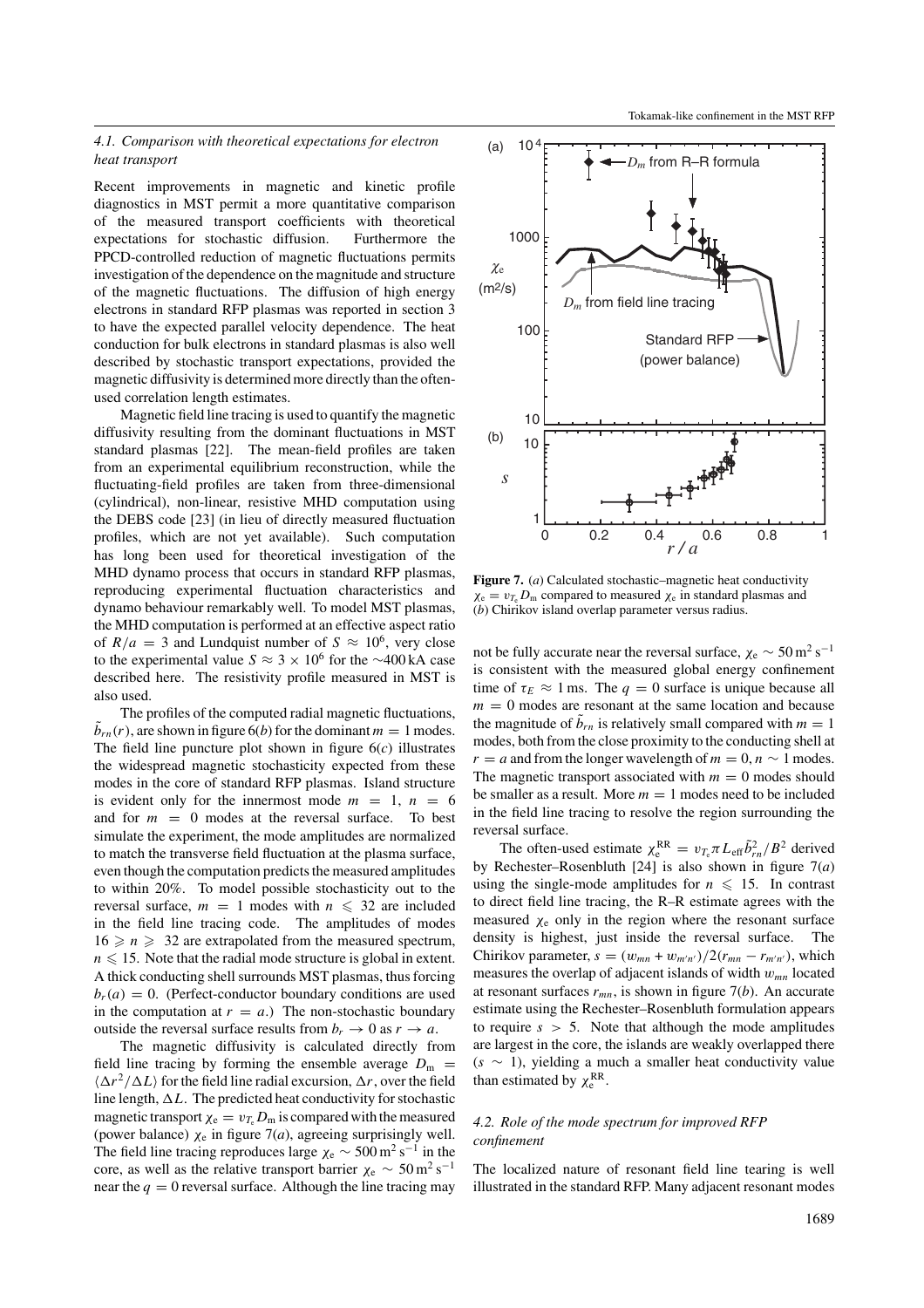### 4.1. Comparison with theoretical expectations for electron heat transport

Recent improvements in magnetic and kinetic profile diagnostics in MST permit a more quantitative comparison of the measured transport coefficients with theoretical expectations for stochastic diffusion. Furthermore the PPCD-controlled reduction of magnetic fluctuations permits investigation of the dependence on the magnitude and structure of the magnetic fluctuations. The diffusion of high energy electrons in standard RFP plasmas was reported in section 3 to have the expected parallel velocity dependence. The heat conduction for bulk electrons in standard plasmas is also well described by stochastic transport expectations, provided the magnetic diffusivity is determined more directly than the often-used correlation length estimates.

Magnetic field line tracing is used to quantify the magnetic diffusivity resulting from the dominant fluctuations in MST standard plasmas [22]. The mean-field profiles are taken from an experimental equilibrium reconstruction, while the fluctuating-field profiles are taken from three-dimensional (cylindrical), non-linear, resistive MHD computation using the DEBS code [23] (in lieu of directly measured fluctuation profiles, which are not yet available). Such computation has long been used for theoretical investigation of the MHD dynamo process that occurs in standard RFP plasmas, reproducing experimental fluctuation characteristics and dynamo behaviour remarkably well. To model MST plasmas, the MHD computation is performed at an effective aspect ratio of $R/a = 3$ and Lundquist number of $S \approx 10^6$, very close to the experimental value $S \approx 3 \times 10^6$ for the ~400 kA case described here. The resistivity profile measured in MST is also used.

The profiles of the computed radial magnetic fluctuations, $\tilde{b}_{rn}(r)$, are shown in figure 6(*b*) for the dominant $m = 1$ modes. The field line puncture plot shown in figure 6(*c*) illustrates the widespread magnetic stochasticity expected from these modes in the core of standard RFP plasmas. Island structure is evident only for the innermost mode $m = 1$, $n = 6$ and for $m = 0$ modes at the reversal surface. To best simulate the experiment, the mode amplitudes are normalized to match the transverse field fluctuation at the plasma surface, even though the computation predicts the measured amplitudes to within 20%. To model possible stochasticity out to the reversal surface, $m = 1$ modes with $n \leqslant 32$ are included in the field line tracing code. The amplitudes of modes $16 \geqslant n \geqslant 32$ are extrapolated from the measured spectrum, $n \leqslant 15$. Note that the radial mode structure is global in extent. A thick conducting shell surrounds MST plasmas, thus forcing $b_r(a) = 0$. (Perfect-conductor boundary conditions are used in the computation at $r = a$.) The non-stochastic boundary outside the reversal surface results from $b_r \to 0$ as $r \to a$.

The magnetic diffusivity is calculated directly from field line tracing by forming the ensemble average $D_m = \langle \Delta r^2/\Delta L \rangle$ for the field line radial excursion, $\Delta r$, over the field line length, $\Delta L$. The predicted heat conductivity for stochastic magnetic transport $\chi_e = v_{T_e} D_m$ is compared with the measured (power balance) $\chi_e$ in figure 7(*a*), agreeing surprisingly well. The field line tracing reproduces large $\chi_e \sim 500\,\mathrm{m^2\,s^{-1}}$ in the core, as well as the relative transport barrier $\chi_e \sim 50\,\mathrm{m^2\,s^{-1}}$ near the $q = 0$ reversal surface. Although the line tracing may not be fully accurate near the reversal surface, $\chi_e \sim 50\,\mathrm{m^2\,s^{-1}}$ is consistent with the measured global energy confinement time of $\tau_E \approx 1$ ms. The $q = 0$ surface is unique because all $m = 0$ modes are resonant at the same location and because the magnitude of $\tilde{b}_{rn}$ is relatively small compared with $m = 1$ modes, both from the close proximity to the conducting shell at $r = a$ and from the longer wavelength of $m = 0$, $n \sim 1$ modes. The magnetic transport associated with $m = 0$ modes should be smaller as a result. More $m = 1$ modes need to be included in the field line tracing to resolve the region surrounding the reversal surface.

**Figure 7.** (*a*) Calculated stochastic–magnetic heat conductivity $\chi_e = v_{T_e} D_m$ compared to measured $\chi_e$ in standard plasmas and (*b*) Chirikov island overlap parameter versus radius.

The often-used estimate $\chi_e^{RR} = v_{T_e} \pi L_{\text{eff}} \tilde{b}_{rn}^2/B^2$ derived by Rechester–Rosenbluth [24] is also shown in figure 7(*a*) using the single-mode amplitudes for $n \leqslant 15$. In contrast to direct field line tracing, the R–R estimate agrees with the measured $\chi_e$ only in the region where the resonant surface density is highest, just inside the reversal surface. The Chirikov parameter, $s = (w_{mn} + w_{m'n'})/2(r_{mn} - r_{m'n'})$, which measures the overlap of adjacent islands of width $w_{mn}$ located at resonant surfaces $r_{mn}$, is shown in figure 7(*b*). An accurate estimate using the Rechester–Rosenbluth formulation appears to require $s > 5$. Note that although the mode amplitudes are largest in the core, the islands are weakly overlapped there ($s \sim 1$), yielding a much a smaller heat conductivity value than estimated by $\chi_e^{RR}$.

### 4.2. Role of the mode spectrum for improved RFP confinement

The localized nature of resonant field line tearing is well illustrated in the standard RFP. Many adjacent resonant modes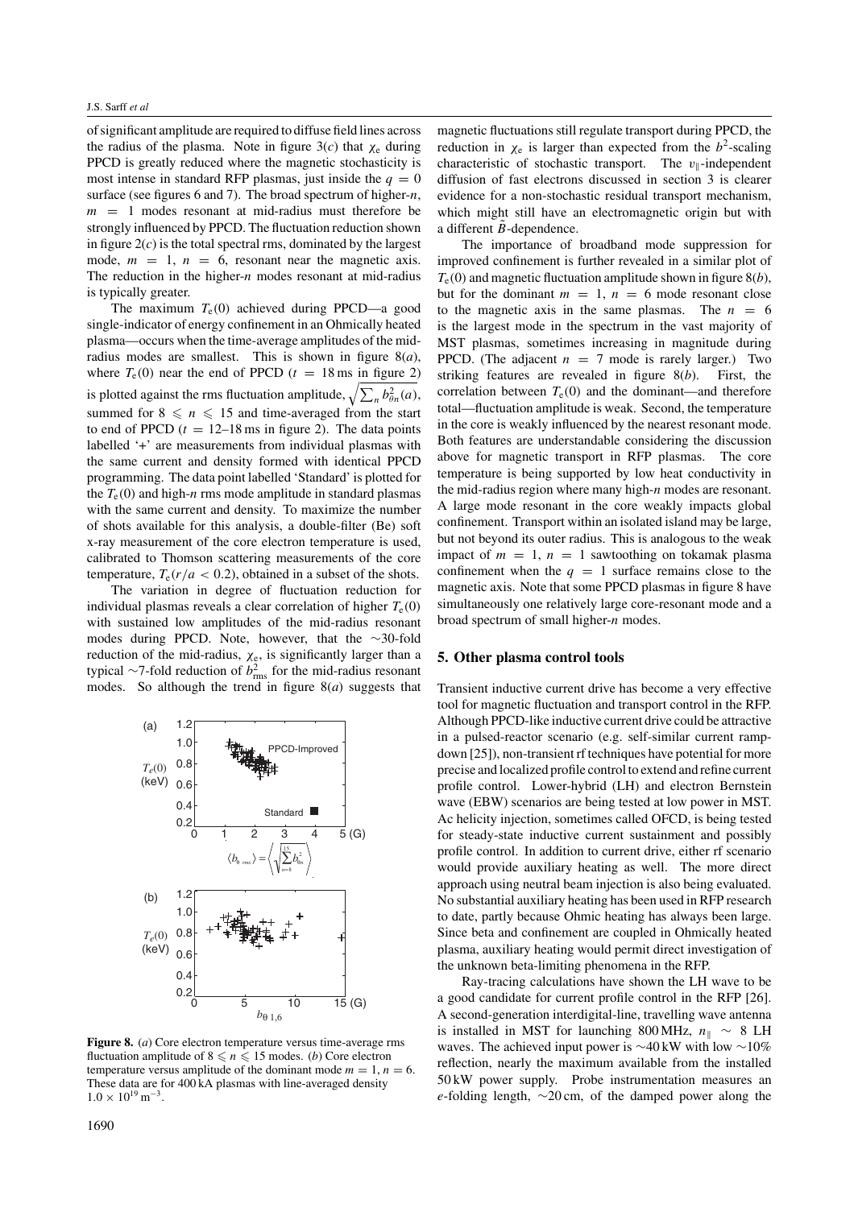of significant amplitude are required to diffuse field lines across the radius of the plasma. Note in figure 3(*c*) that $\chi_e$ during PPCD is greatly reduced where the magnetic stochasticity is most intense in standard RFP plasmas, just inside the $q = 0$ surface (see figures 6 and 7). The broad spectrum of higher-$n$, $m = 1$ modes resonant at mid-radius must therefore be strongly influenced by PPCD. The fluctuation reduction shown in figure 2(*c*) is the total spectral rms, dominated by the largest mode, $m = 1$, $n = 6$, resonant near the magnetic axis. The reduction in the higher-$n$ modes resonant at mid-radius is typically greater.

The maximum $T_e(0)$ achieved during PPCD—a good single-indicator of energy confinement in an Ohmically heated plasma—occurs when the time-average amplitudes of the mid-radius modes are smallest. This is shown in figure 8(*a*), where $T_e(0)$ near the end of PPCD ($t = 18$ ms in figure 2) is plotted against the rms fluctuation amplitude, $\sqrt{\sum_n b_{\theta n}^2(a)}$, summed for $8 \leqslant n \leqslant 15$ and time-averaged from the start to end of PPCD ($t = 12$–$18$ ms in figure 2). The data points labelled '+' are measurements from individual plasmas with the same current and density formed with identical PPCD programming. The data point labelled 'Standard' is plotted for the $T_e(0)$ and high-$n$ rms mode amplitude in standard plasmas with the same current and density. To maximize the number of shots available for this analysis, a double-filter (Be) soft x-ray measurement of the core electron temperature is used, calibrated to Thomson scattering measurements of the core temperature, $T_e(r/a < 0.2)$, obtained in a subset of the shots.

The variation in degree of fluctuation reduction for individual plasmas reveals a clear correlation of higher $T_e(0)$ with sustained low amplitudes of the mid-radius resonant modes during PPCD. Note, however, that the ~30-fold reduction of the mid-radius, $\chi_e$, is significantly larger than a typical ~7-fold reduction of $b_{\mathrm{rms}}^2$ for the mid-radius resonant modes. So although the trend in figure 8(*a*) suggests that magnetic fluctuations still regulate transport during PPCD, the reduction in $\chi_e$ is larger than expected from the $b^2$-scaling characteristic of stochastic transport. The $v_\parallel$-independent diffusion of fast electrons discussed in section 3 is clearer evidence for a non-stochastic residual transport mechanism, which might still have an electromagnetic origin but with a different $\tilde{B}$-dependence.

The importance of broadband mode suppression for improved confinement is further revealed in a similar plot of $T_e(0)$ and magnetic fluctuation amplitude shown in figure 8(*b*), but for the dominant $m = 1$, $n = 6$ mode resonant close to the magnetic axis in the same plasmas. The $n = 6$ is the largest mode in the spectrum in the vast majority of MST plasmas, sometimes increasing in magnitude during PPCD. (The adjacent $n = 7$ mode is rarely larger.) Two striking features are revealed in figure 8(*b*). First, the correlation between $T_e(0)$ and the dominant—and therefore total—fluctuation amplitude is weak. Second, the temperature in the core is weakly influenced by the nearest resonant mode. Both features are understandable considering the discussion above for magnetic transport in RFP plasmas. The core temperature is being supported by low heat conductivity in the mid-radius region where many high-$n$ modes are resonant. A large mode resonant in the core weakly impacts global confinement. Transport within an isolated island may be large, but not beyond its outer radius. This is analogous to the weak impact of $m = 1$, $n = 1$ sawtoothing on tokamak plasma confinement when the $q = 1$ surface remains close to the magnetic axis. Note that some PPCD plasmas in figure 8 have simultaneously one relatively large core-resonant mode and a broad spectrum of small higher-$n$ modes.

**Figure 8.** (*a*) Core electron temperature versus time-average rms fluctuation amplitude of $8 \leqslant n \leqslant 15$ modes. (*b*) Core electron temperature versus amplitude of the dominant mode $m = 1$, $n = 6$. These data are for 400 kA plasmas with line-averaged density $1.0 \times 10^{19}\,\mathrm{m}^{-3}$.

## 5. Other plasma control tools

Transient inductive current drive has become a very effective tool for magnetic fluctuation and transport control in the RFP. Although PPCD-like inductive current drive could be attractive in a pulsed-reactor scenario (e.g. self-similar current ramp-down [25]), non-transient rf techniques have potential for more precise and localized profile control to extend and refine current profile control. Lower-hybrid (LH) and electron Bernstein wave (EBW) scenarios are being tested at low power in MST. Ac helicity injection, sometimes called OFCD, is being tested for steady-state inductive current sustainment and possibly profile control. In addition to current drive, either rf scenario would provide auxiliary heating as well. The more direct approach using neutral beam injection is also being evaluated. No substantial auxiliary heating has been used in RFP research to date, partly because Ohmic heating has always been large. Since beta and confinement are coupled in Ohmically heated plasma, auxiliary heating would permit direct investigation of the unknown beta-limiting phenomena in the RFP.

Ray-tracing calculations have shown the LH wave to be a good candidate for current profile control in the RFP [26]. A second-generation interdigital-line, travelling wave antenna is installed in MST for launching 800 MHz, $n_\parallel \sim 8$ LH waves. The achieved input power is ~40 kW with low ~10% reflection, nearly the maximum available from the installed 50 kW power supply. Probe instrumentation measures an $e$-folding length, ~20 cm, of the damped power along the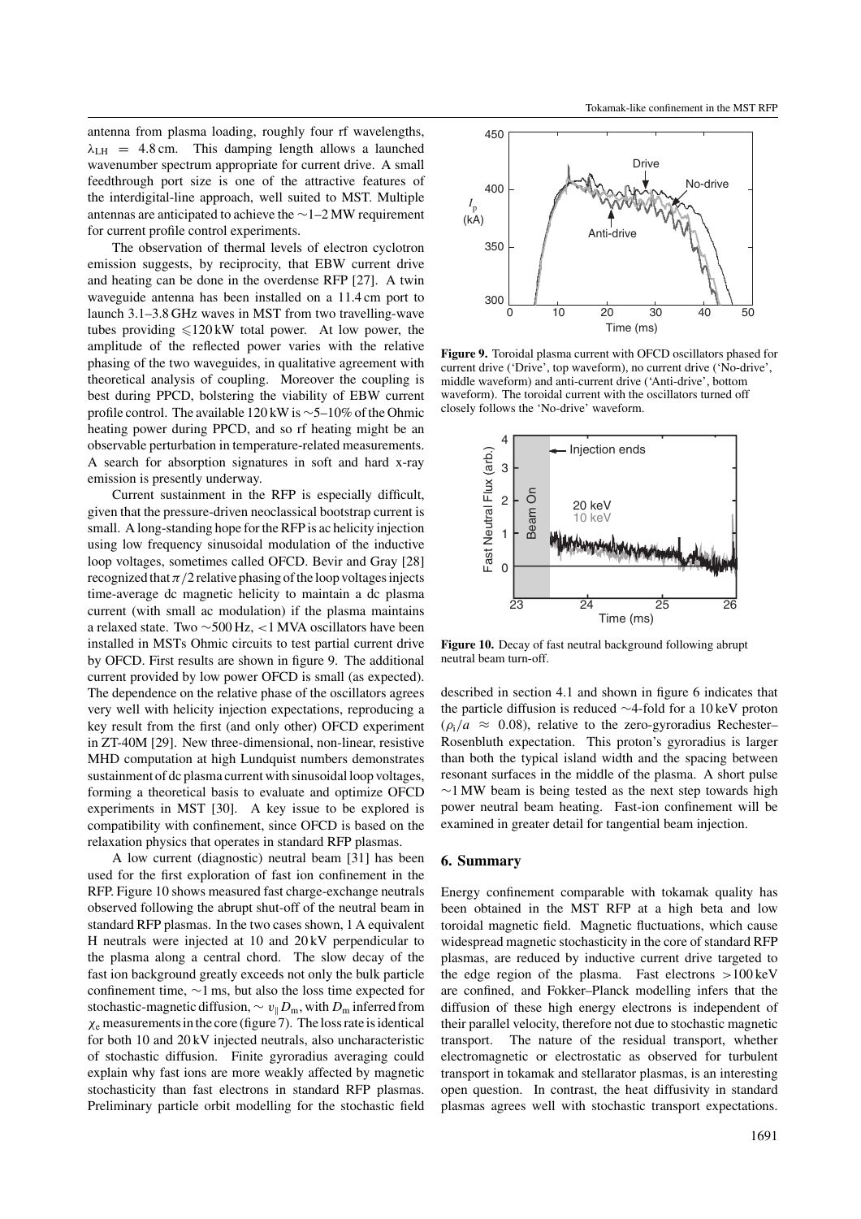antenna from plasma loading, roughly four rf wavelengths, $\lambda_{LH} = 4.8$ cm. This damping length allows a launched wavenumber spectrum appropriate for current drive. A small feedthrough port size is one of the attractive features of the interdigital-line approach, well suited to MST. Multiple antennas are anticipated to achieve the ~1–2 MW requirement for current profile control experiments.

The observation of thermal levels of electron cyclotron emission suggests, by reciprocity, that EBW current drive and heating can be done in the overdense RFP [27]. A twin waveguide antenna has been installed on a 11.4 cm port to launch 3.1–3.8 GHz waves in MST from two travelling-wave tubes providing $\leqslant 120$ kW total power. At low power, the amplitude of the reflected power varies with the relative phasing of the two waveguides, in qualitative agreement with theoretical analysis of coupling. Moreover the coupling is best during PPCD, bolstering the viability of EBW current profile control. The available 120 kW is ~5–10% of the Ohmic heating power during PPCD, and so rf heating might be an observable perturbation in temperature-related measurements. A search for absorption signatures in soft and hard x-ray emission is presently underway.

Current sustainment in the RFP is especially difficult, given that the pressure-driven neoclassical bootstrap current is small. A long-standing hope for the RFP is ac helicity injection using low frequency sinusoidal modulation of the inductive loop voltages, sometimes called OFCD. Bevir and Gray [28] recognized that $\pi/2$ relative phasing of the loop voltages injects time-average dc magnetic helicity to maintain a dc plasma current (with small ac modulation) if the plasma maintains a relaxed state. Two ~500 Hz, <1 MVA oscillators have been installed in MSTs Ohmic circuits to test partial current drive by OFCD. First results are shown in figure 9. The additional current provided by low power OFCD is small (as expected). The dependence on the relative phase of the oscillators agrees very well with helicity injection expectations, reproducing a key result from the first (and only other) OFCD experiment in ZT-40M [29]. New three-dimensional, non-linear, resistive MHD computation at high Lundquist numbers demonstrates sustainment of dc plasma current with sinusoidal loop voltages, forming a theoretical basis to evaluate and optimize OFCD experiments in MST [30]. A key issue to be explored is compatibility with confinement, since OFCD is based on the relaxation physics that operates in standard RFP plasmas.

A low current (diagnostic) neutral beam [31] has been used for the first exploration of fast ion confinement in the RFP. Figure 10 shows measured fast charge-exchange neutrals observed following the abrupt shut-off of the neutral beam in standard RFP plasmas. In the two cases shown, 1 A equivalent H neutrals were injected at 10 and 20 kV perpendicular to the plasma along a central chord. The slow decay of the fast ion background greatly exceeds not only the bulk particle confinement time, ~1 ms, but also the loss time expected for stochastic-magnetic diffusion, $\sim v_{\parallel} D_{m}$, with $D_{m}$ inferred from $\chi_{e}$ measurements in the core (figure 7). The loss rate is identical for both 10 and 20 kV injected neutrals, also uncharacteristic of stochastic diffusion. Finite gyroradius averaging could explain why fast ions are more weakly affected by magnetic stochasticity than fast electrons in standard RFP plasmas. Preliminary particle orbit modelling for the stochastic field described in section 4.1 and shown in figure 6 indicates that the particle diffusion is reduced ~4-fold for a 10 keV proton ($\rho_{i}/a \approx 0.08$), relative to the zero-gyroradius Rechester–Rosenbluth expectation. This proton's gyroradius is larger than both the typical island width and the spacing between resonant surfaces in the middle of the plasma. A short pulse ~1 MW beam is being tested as the next step towards high power neutral beam heating. Fast-ion confinement will be examined in greater detail for tangential beam injection.

**Figure 9.** Toroidal plasma current with OFCD oscillators phased for current drive ('Drive', top waveform), no current drive ('No-drive', middle waveform) and anti-current drive ('Anti-drive', bottom waveform). The toroidal current with the oscillators turned off closely follows the 'No-drive' waveform.

**Figure 10.** Decay of fast neutral background following abrupt neutral beam turn-off.

## 6. Summary

Energy confinement comparable with tokamak quality has been obtained in the MST RFP at a high beta and low toroidal magnetic field. Magnetic fluctuations, which cause widespread magnetic stochasticity in the core of standard RFP plasmas, are reduced by inductive current drive targeted to the edge region of the plasma. Fast electrons >100 keV are confined, and Fokker–Planck modelling infers that the diffusion of these high energy electrons is independent of their parallel velocity, therefore not due to stochastic magnetic transport. The nature of the residual transport, whether electromagnetic or electrostatic as observed for turbulent transport in tokamak and stellarator plasmas, is an interesting open question. In contrast, the heat diffusivity in standard plasmas agrees well with stochastic transport expectations.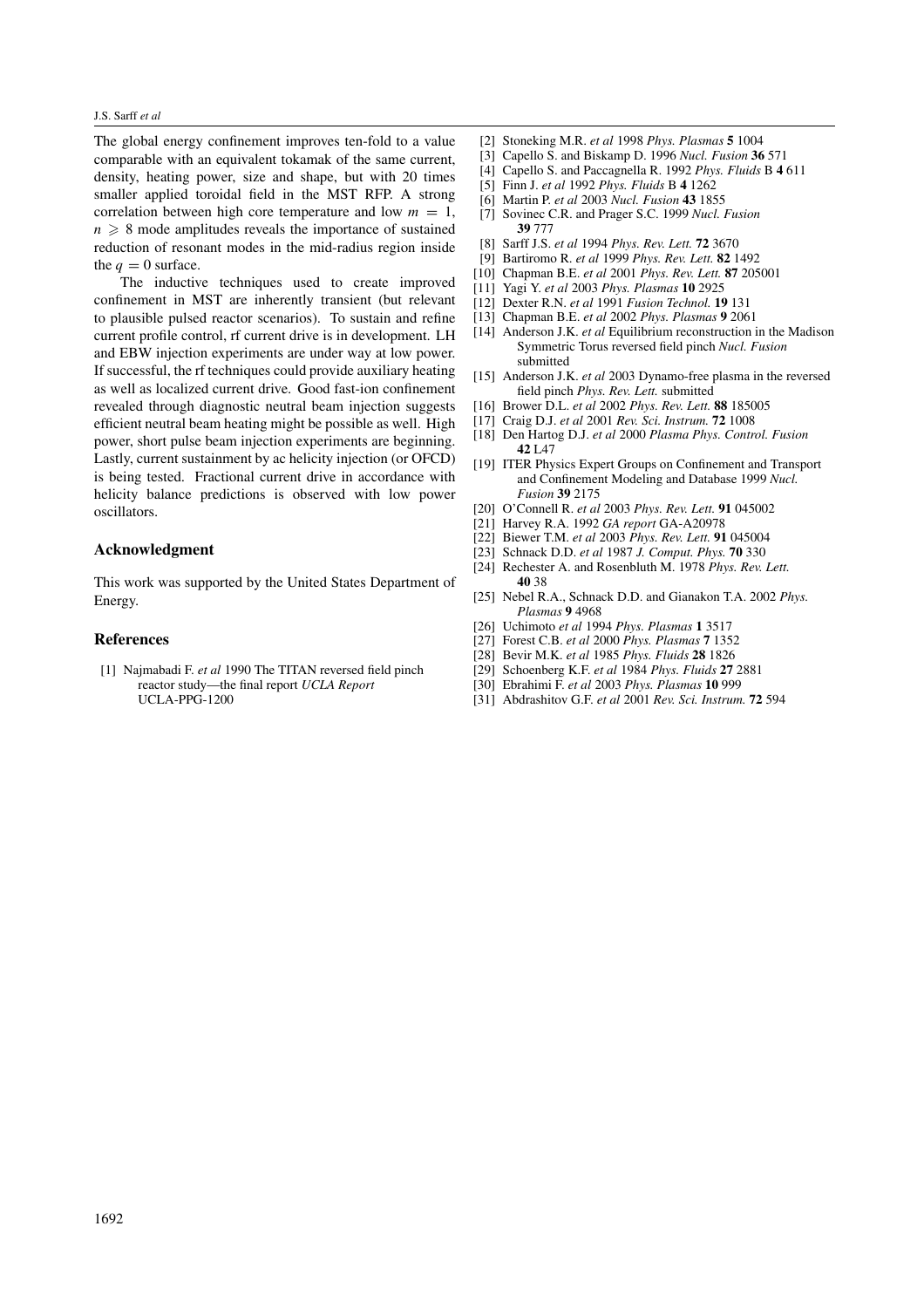The global energy confinement improves ten-fold to a value comparable with an equivalent tokamak of the same current, density, heating power, size and shape, but with 20 times smaller applied toroidal field in the MST RFP. A strong correlation between high core temperature and low $m = 1$, $n \geqslant 8$ mode amplitudes reveals the importance of sustained reduction of resonant modes in the mid-radius region inside the $q = 0$ surface.

The inductive techniques used to create improved confinement in MST are inherently transient (but relevant to plausible pulsed reactor scenarios). To sustain and refine current profile control, rf current drive is in development. LH and EBW injection experiments are under way at low power. If successful, the rf techniques could provide auxiliary heating as well as localized current drive. Good fast-ion confinement revealed through diagnostic neutral beam injection suggests efficient neutral beam heating might be possible as well. High power, short pulse beam injection experiments are beginning. Lastly, current sustainment by ac helicity injection (or OFCD) is being tested. Fractional current drive in accordance with helicity balance predictions is observed with low power oscillators.

## Acknowledgment

This work was supported by the United States Department of Energy.

## References

[1] Najmabadi F. *et al* 1990 The TITAN reversed field pinch reactor study—the final report *UCLA Report* UCLA-PPG-1200

[2] Stoneking M.R. *et al* 1998 *Phys. Plasmas* **5** 1004

[3] Capello S. and Biskamp D. 1996 *Nucl. Fusion* **36** 571

[4] Capello S. and Paccagnella R. 1992 *Phys. Fluids* B **4** 611

[5] Finn J. *et al* 1992 *Phys. Fluids* B **4** 1262

[6] Martin P. *et al* 2003 *Nucl. Fusion* **43** 1855

[7] Sovinec C.R. and Prager S.C. 1999 *Nucl. Fusion* **39** 777

[8] Sarff J.S. *et al* 1994 *Phys. Rev. Lett.* **72** 3670

[9] Bartiromo R. *et al* 1999 *Phys. Rev. Lett.* **82** 1492

[10] Chapman B.E. *et al* 2001 *Phys. Rev. Lett.* **87** 205001

[11] Yagi Y. *et al* 2003 *Phys. Plasmas* **10** 2925

[12] Dexter R.N. *et al* 1991 *Fusion Technol.* **19** 131

[13] Chapman B.E. *et al* 2002 *Phys. Plasmas* **9** 2061

[14] Anderson J.K. *et al* Equilibrium reconstruction in the Madison Symmetric Torus reversed field pinch *Nucl. Fusion* submitted

[15] Anderson J.K. *et al* 2003 Dynamo-free plasma in the reversed field pinch *Phys. Rev. Lett.* submitted

[16] Brower D.L. *et al* 2002 *Phys. Rev. Lett.* **88** 185005

[17] Craig D.J. *et al* 2001 *Rev. Sci. Instrum.* **72** 1008

[18] Den Hartog D.J. *et al* 2000 *Plasma Phys. Control. Fusion* **42** L47

[19] ITER Physics Expert Groups on Confinement and Transport and Confinement Modeling and Database 1999 *Nucl. Fusion* **39** 2175

[20] O'Connell R. *et al* 2003 *Phys. Rev. Lett.* **91** 045002

[21] Harvey R.A. 1992 *GA report* GA-A20978

[22] Biewer T.M. *et al* 2003 *Phys. Rev. Lett.* **91** 045004

[23] Schnack D.D. *et al* 1987 *J. Comput. Phys.* **70** 330

[24] Rechester A. and Rosenbluth M. 1978 *Phys. Rev. Lett.* **40** 38

[25] Nebel R.A., Schnack D.D. and Gianakon T.A. 2002 *Phys. Plasmas* **9** 4968

[26] Uchimoto *et al* 1994 *Phys. Plasmas* **1** 3517

[27] Forest C.B. *et al* 2000 *Phys. Plasmas* **7** 1352

[28] Bevir M.K. *et al* 1985 *Phys. Fluids* **28** 1826

[29] Schoenberg K.F. *et al* 1984 *Phys. Fluids* **27** 2881

[30] Ebrahimi F. *et al* 2003 *Phys. Plasmas* **10** 999

[31] Abdrashitov G.F. *et al* 2001 *Rev. Sci. Instrum.* **72** 594